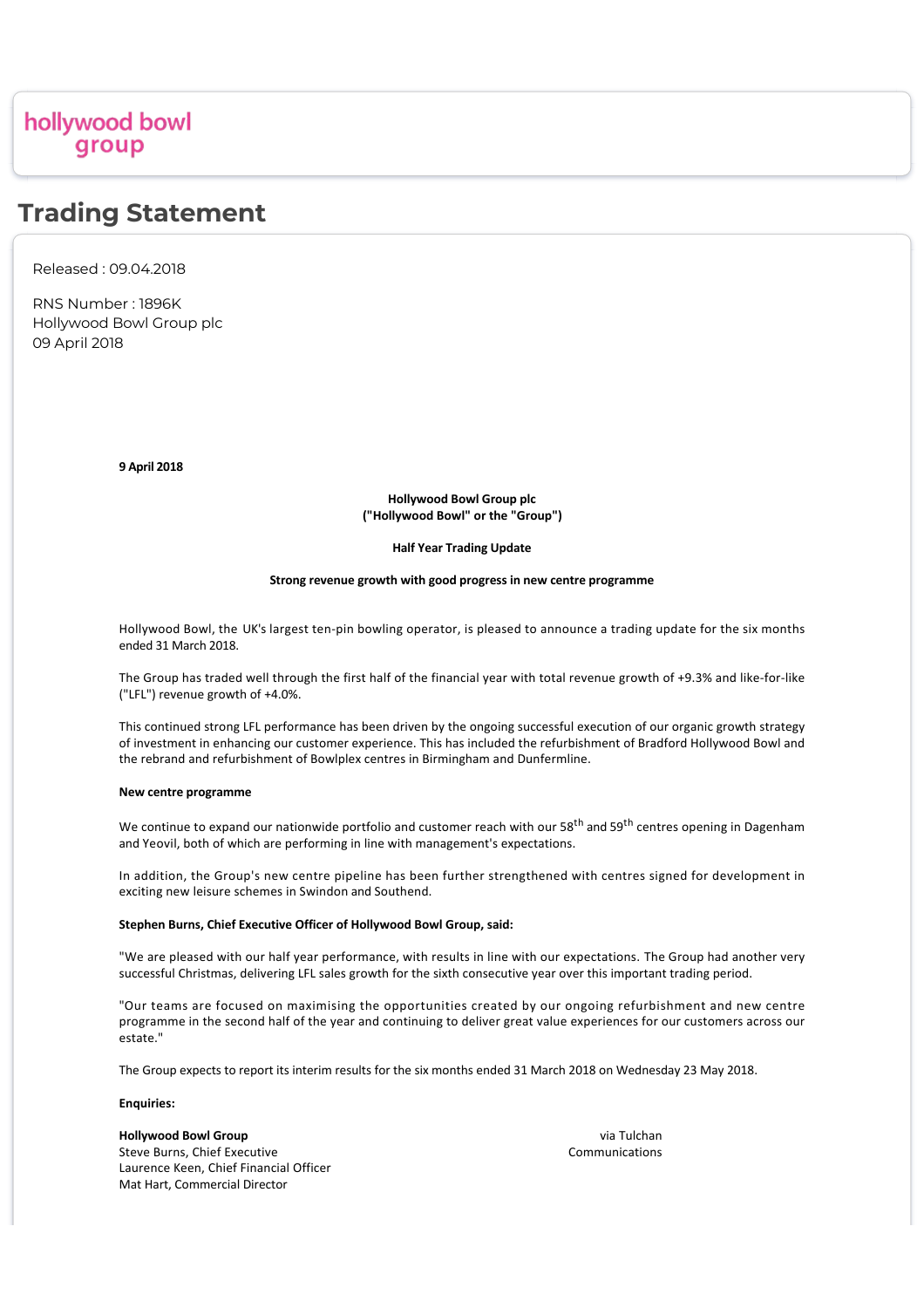hollywood bowl group

# Trading Statement

Released : 09.04.2018

RNS Number : 1896K
Hollywood Bowl Group plc
09 April 2018

**9 April 2018**

**Hollywood Bowl Group plc**
**("Hollywood Bowl" or the "Group")**

**Half Year Trading Update**

**Strong revenue growth with good progress in new centre programme**

Hollywood Bowl, the UK's largest ten-pin bowling operator, is pleased to announce a trading update for the six months ended 31 March 2018.

The Group has traded well through the first half of the financial year with total revenue growth of +9.3% and like-for-like ("LFL") revenue growth of +4.0%.

This continued strong LFL performance has been driven by the ongoing successful execution of our organic growth strategy of investment in enhancing our customer experience. This has included the refurbishment of Bradford Hollywood Bowl and the rebrand and refurbishment of Bowlplex centres in Birmingham and Dunfermline.

**New centre programme**

We continue to expand our nationwide portfolio and customer reach with our 58th and 59th centres opening in Dagenham and Yeovil, both of which are performing in line with management's expectations.

In addition, the Group's new centre pipeline has been further strengthened with centres signed for development in exciting new leisure schemes in Swindon and Southend.

**Stephen Burns, Chief Executive Officer of Hollywood Bowl Group, said:**

"We are pleased with our half year performance, with results in line with our expectations. The Group had another very successful Christmas, delivering LFL sales growth for the sixth consecutive year over this important trading period.

"Our teams are focused on maximising the opportunities created by our ongoing refurbishment and new centre programme in the second half of the year and continuing to deliver great value experiences for our customers across our estate."

The Group expects to report its interim results for the six months ended 31 March 2018 on Wednesday 23 May 2018.

**Enquiries:**

| | |
|---|---|
| **Hollywood Bowl Group**<br>Steve Burns, Chief Executive<br>Laurence Keen, Chief Financial Officer<br>Mat Hart, Commercial Director | via Tulchan Communications |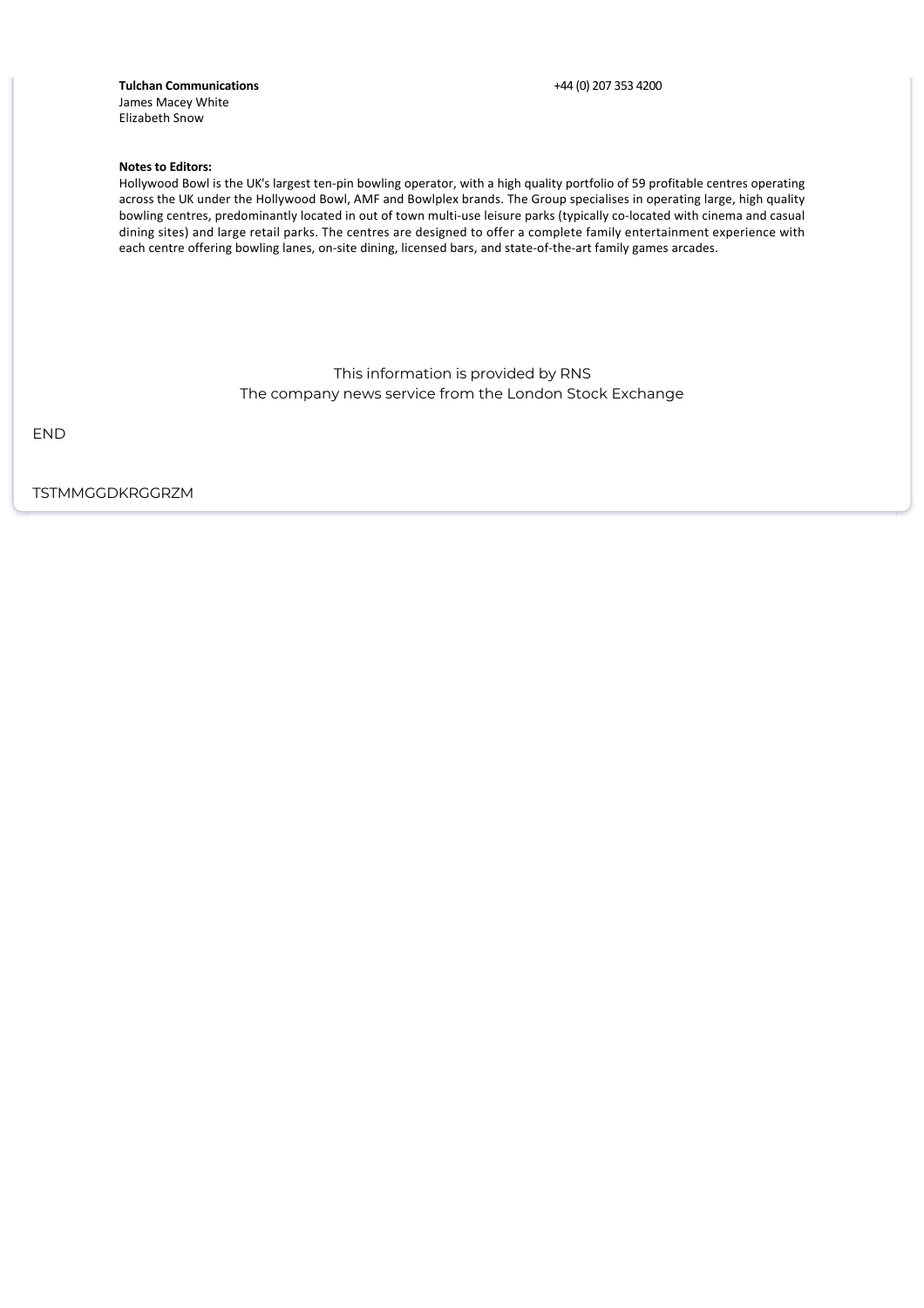**Tulchan Communications** +44 (0) 207 353 4200

James Macey White

Elizabeth Snow

**Notes to Editors:**

Hollywood Bowl is the UK's largest ten-pin bowling operator, with a high quality portfolio of 59 profitable centres operating across the UK under the Hollywood Bowl, AMF and Bowlplex brands. The Group specialises in operating large, high quality bowling centres, predominantly located in out of town multi-use leisure parks (typically co-located with cinema and casual dining sites) and large retail parks. The centres are designed to offer a complete family entertainment experience with each centre offering bowling lanes, on-site dining, licensed bars, and state-of-the-art family games arcades.

This information is provided by RNS
The company news service from the London Stock Exchange

END

TSTMMGGDKRGGRZM